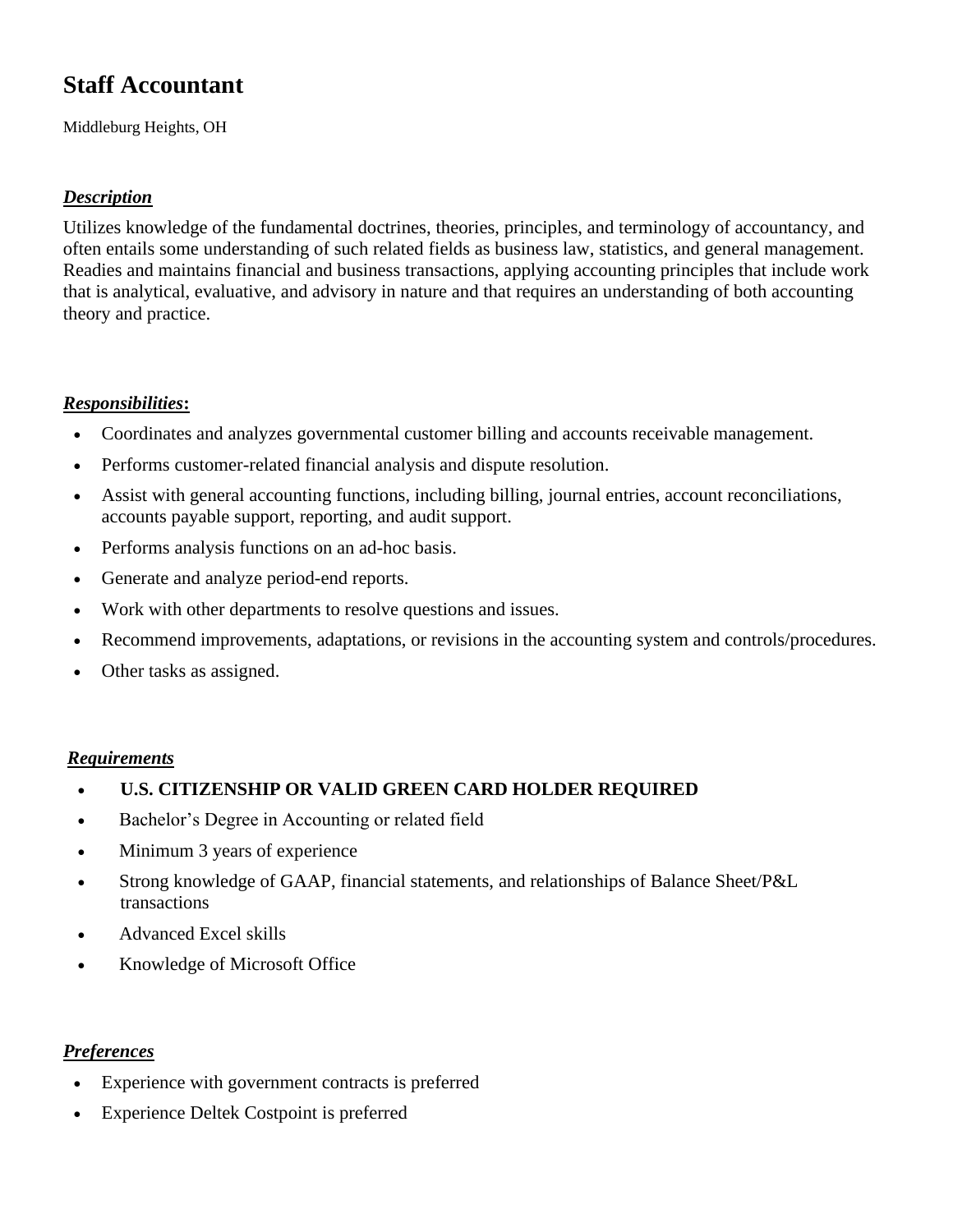# Staff Accountant

Middleburg Heights, OH

***Description***

Utilizes knowledge of the fundamental doctrines, theories, principles, and terminology of accountancy, and often entails some understanding of such related fields as business law, statistics, and general management. Readies and maintains financial and business transactions, applying accounting principles that include work that is analytical, evaluative, and advisory in nature and that requires an understanding of both accounting theory and practice.

***Responsibilities*:**

- Coordinates and analyzes governmental customer billing and accounts receivable management.
- Performs customer-related financial analysis and dispute resolution.
- Assist with general accounting functions, including billing, journal entries, account reconciliations, accounts payable support, reporting, and audit support.
- Performs analysis functions on an ad-hoc basis.
- Generate and analyze period-end reports.
- Work with other departments to resolve questions and issues.
- Recommend improvements, adaptations, or revisions in the accounting system and controls/procedures.
- Other tasks as assigned.

***Requirements***

- **U.S. CITIZENSHIP OR VALID GREEN CARD HOLDER REQUIRED**
- Bachelor's Degree in Accounting or related field
- Minimum 3 years of experience
- Strong knowledge of GAAP, financial statements, and relationships of Balance Sheet/P&L transactions
- Advanced Excel skills
- Knowledge of Microsoft Office

***Preferences***

- Experience with government contracts is preferred
- Experience Deltek Costpoint is preferred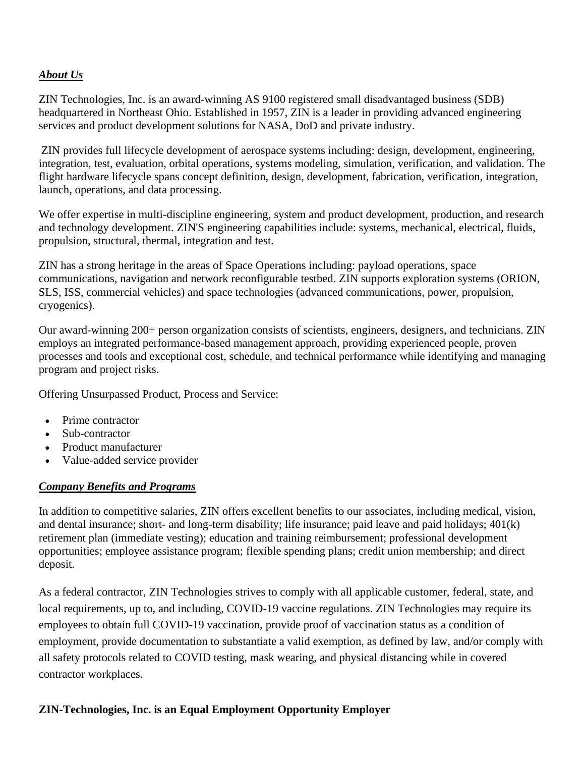***About Us***

ZIN Technologies, Inc. is an award-winning AS 9100 registered small disadvantaged business (SDB) headquartered in Northeast Ohio. Established in 1957, ZIN is a leader in providing advanced engineering services and product development solutions for NASA, DoD and private industry.

ZIN provides full lifecycle development of aerospace systems including: design, development, engineering, integration, test, evaluation, orbital operations, systems modeling, simulation, verification, and validation. The flight hardware lifecycle spans concept definition, design, development, fabrication, verification, integration, launch, operations, and data processing.

We offer expertise in multi-discipline engineering, system and product development, production, and research and technology development. ZIN'S engineering capabilities include: systems, mechanical, electrical, fluids, propulsion, structural, thermal, integration and test.

ZIN has a strong heritage in the areas of Space Operations including: payload operations, space communications, navigation and network reconfigurable testbed. ZIN supports exploration systems (ORION, SLS, ISS, commercial vehicles) and space technologies (advanced communications, power, propulsion, cryogenics).

Our award-winning 200+ person organization consists of scientists, engineers, designers, and technicians. ZIN employs an integrated performance-based management approach, providing experienced people, proven processes and tools and exceptional cost, schedule, and technical performance while identifying and managing program and project risks.

Offering Unsurpassed Product, Process and Service:

- Prime contractor
- Sub-contractor
- Product manufacturer
- Value-added service provider

***Company Benefits and Programs***

In addition to competitive salaries, ZIN offers excellent benefits to our associates, including medical, vision, and dental insurance; short- and long-term disability; life insurance; paid leave and paid holidays; 401(k) retirement plan (immediate vesting); education and training reimbursement; professional development opportunities; employee assistance program; flexible spending plans; credit union membership; and direct deposit.

As a federal contractor, ZIN Technologies strives to comply with all applicable customer, federal, state, and local requirements, up to, and including, COVID-19 vaccine regulations. ZIN Technologies may require its employees to obtain full COVID-19 vaccination, provide proof of vaccination status as a condition of employment, provide documentation to substantiate a valid exemption, as defined by law, and/or comply with all safety protocols related to COVID testing, mask wearing, and physical distancing while in covered contractor workplaces.

**ZIN-Technologies, Inc. is an Equal Employment Opportunity Employer**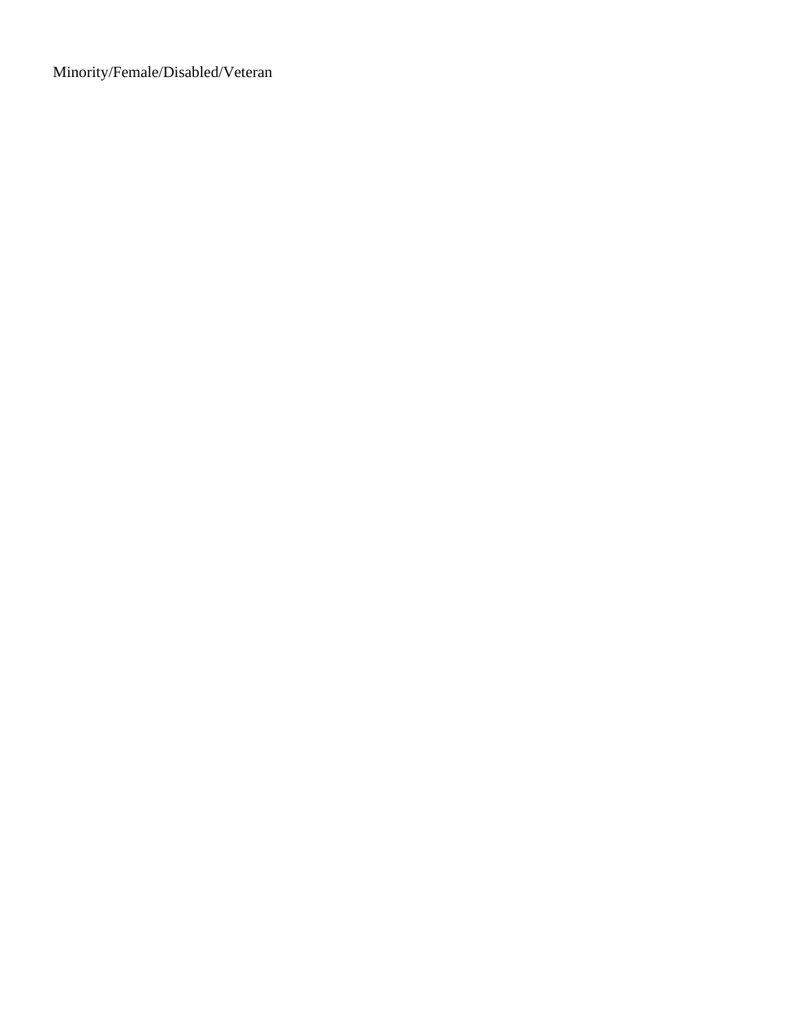Minority/Female/Disabled/Veteran